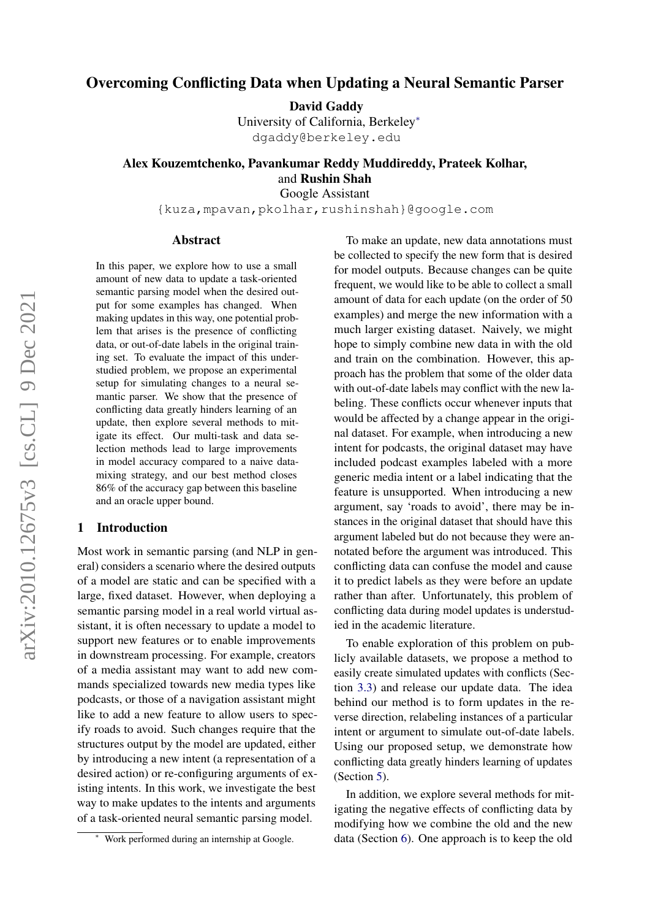# Overcoming Conflicting Data when Updating a Neural Semantic Parser

**David Gaddy**
University of California, Berkeley*
dgaddy@berkeley.edu

**Alex Kouzemtchenko, Pavankumar Reddy Muddireddy, Prateek Kolhar,** and **Rushin Shah**
Google Assistant
{kuza,mpavan,pkolhar,rushinshah}@google.com

## Abstract

In this paper, we explore how to use a small amount of new data to update a task-oriented semantic parsing model when the desired output for some examples has changed. When making updates in this way, one potential problem that arises is the presence of conflicting data, or out-of-date labels in the original training set. To evaluate the impact of this understudied problem, we propose an experimental setup for simulating changes to a neural semantic parser. We show that the presence of conflicting data greatly hinders learning of an update, then explore several methods to mitigate its effect. Our multi-task and data selection methods lead to large improvements in model accuracy compared to a naive data-mixing strategy, and our best method closes 86% of the accuracy gap between this baseline and an oracle upper bound.

## 1 Introduction

Most work in semantic parsing (and NLP in general) considers a scenario where the desired outputs of a model are static and can be specified with a large, fixed dataset. However, when deploying a semantic parsing model in a real world virtual assistant, it is often necessary to update a model to support new features or to enable improvements in downstream processing. For example, creators of a media assistant may want to add new commands specialized towards new media types like podcasts, or those of a navigation assistant might like to add a new feature to allow users to specify roads to avoid. Such changes require that the structures output by the model are updated, either by introducing a new intent (a representation of a desired action) or re-configuring arguments of existing intents. In this work, we investigate the best way to make updates to the intents and arguments of a task-oriented neural semantic parsing model.

To make an update, new data annotations must be collected to specify the new form that is desired for model outputs. Because changes can be quite frequent, we would like to be able to collect a small amount of data for each update (on the order of 50 examples) and merge the new information with a much larger existing dataset. Naively, we might hope to simply combine new data in with the old and train on the combination. However, this approach has the problem that some of the older data with out-of-date labels may conflict with the new labeling. These conflicts occur whenever inputs that would be affected by a change appear in the original dataset. For example, when introducing a new intent for podcasts, the original dataset may have included podcast examples labeled with a more generic media intent or a label indicating that the feature is unsupported. When introducing a new argument, say 'roads to avoid', there may be instances in the original dataset that should have this argument labeled but do not because they were annotated before the argument was introduced. This conflicting data can confuse the model and cause it to predict labels as they were before an update rather than after. Unfortunately, this problem of conflicting data during model updates is understudied in the academic literature.

To enable exploration of this problem on publicly available datasets, we propose a method to easily create simulated updates with conflicts (Section 3.3) and release our update data. The idea behind our method is to form updates in the reverse direction, relabeling instances of a particular intent or argument to simulate out-of-date labels. Using our proposed setup, we demonstrate how conflicting data greatly hinders learning of updates (Section 5).

In addition, we explore several methods for mitigating the negative effects of conflicting data by modifying how we combine the old and the new data (Section 6). One approach is to keep the old

* Work performed during an internship at Google.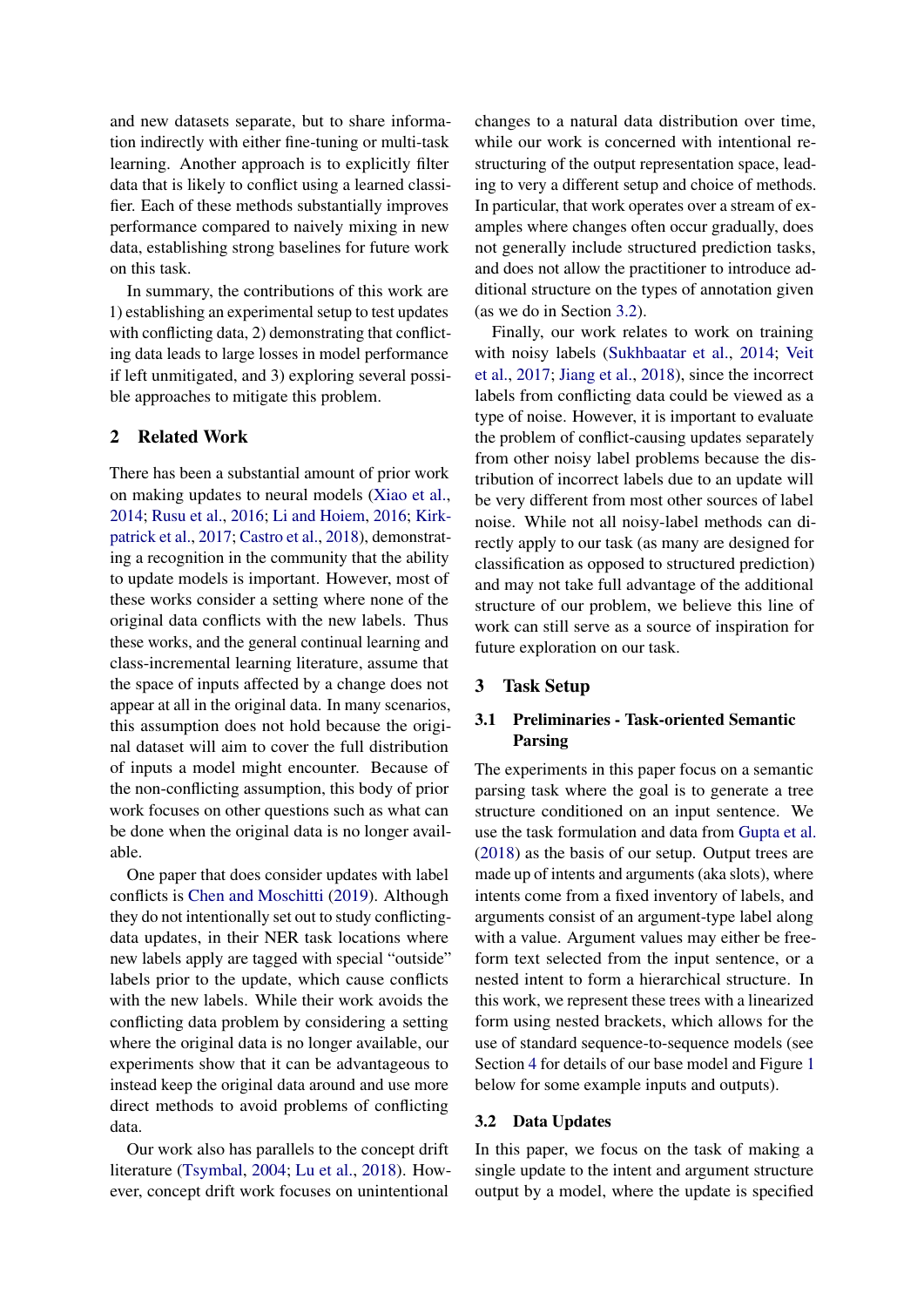and new datasets separate, but to share information indirectly with either fine-tuning or multi-task learning. Another approach is to explicitly filter data that is likely to conflict using a learned classifier. Each of these methods substantially improves performance compared to naively mixing in new data, establishing strong baselines for future work on this task.

In summary, the contributions of this work are 1) establishing an experimental setup to test updates with conflicting data, 2) demonstrating that conflicting data leads to large losses in model performance if left unmitigated, and 3) exploring several possible approaches to mitigate this problem.

## 2 Related Work

There has been a substantial amount of prior work on making updates to neural models (Xiao et al., 2014; Rusu et al., 2016; Li and Hoiem, 2016; Kirkpatrick et al., 2017; Castro et al., 2018), demonstrating a recognition in the community that the ability to update models is important. However, most of these works consider a setting where none of the original data conflicts with the new labels. Thus these works, and the general continual learning and class-incremental learning literature, assume that the space of inputs affected by a change does not appear at all in the original data. In many scenarios, this assumption does not hold because the original dataset will aim to cover the full distribution of inputs a model might encounter. Because of the non-conflicting assumption, this body of prior work focuses on other questions such as what can be done when the original data is no longer available.

One paper that does consider updates with label conflicts is Chen and Moschitti (2019). Although they do not intentionally set out to study conflicting-data updates, in their NER task locations where new labels apply are tagged with special "outside" labels prior to the update, which cause conflicts with the new labels. While their work avoids the conflicting data problem by considering a setting where the original data is no longer available, our experiments show that it can be advantageous to instead keep the original data around and use more direct methods to avoid problems of conflicting data.

Our work also has parallels to the concept drift literature (Tsymbal, 2004; Lu et al., 2018). However, concept drift work focuses on unintentional changes to a natural data distribution over time, while our work is concerned with intentional restructuring of the output representation space, leading to very a different setup and choice of methods. In particular, that work operates over a stream of examples where changes often occur gradually, does not generally include structured prediction tasks, and does not allow the practitioner to introduce additional structure on the types of annotation given (as we do in Section 3.2).

Finally, our work relates to work on training with noisy labels (Sukhbaatar et al., 2014; Veit et al., 2017; Jiang et al., 2018), since the incorrect labels from conflicting data could be viewed as a type of noise. However, it is important to evaluate the problem of conflict-causing updates separately from other noisy label problems because the distribution of incorrect labels due to an update will be very different from most other sources of label noise. While not all noisy-label methods can directly apply to our task (as many are designed for classification as opposed to structured prediction) and may not take full advantage of the additional structure of our problem, we believe this line of work can still serve as a source of inspiration for future exploration on our task.

## 3 Task Setup

### 3.1 Preliminaries - Task-oriented Semantic Parsing

The experiments in this paper focus on a semantic parsing task where the goal is to generate a tree structure conditioned on an input sentence. We use the task formulation and data from Gupta et al. (2018) as the basis of our setup. Output trees are made up of intents and arguments (aka slots), where intents come from a fixed inventory of labels, and arguments consist of an argument-type label along with a value. Argument values may either be free-form text selected from the input sentence, or a nested intent to form a hierarchical structure. In this work, we represent these trees with a linearized form using nested brackets, which allows for the use of standard sequence-to-sequence models (see Section 4 for details of our base model and Figure 1 below for some example inputs and outputs).

### 3.2 Data Updates

In this paper, we focus on the task of making a single update to the intent and argument structure output by a model, where the update is specified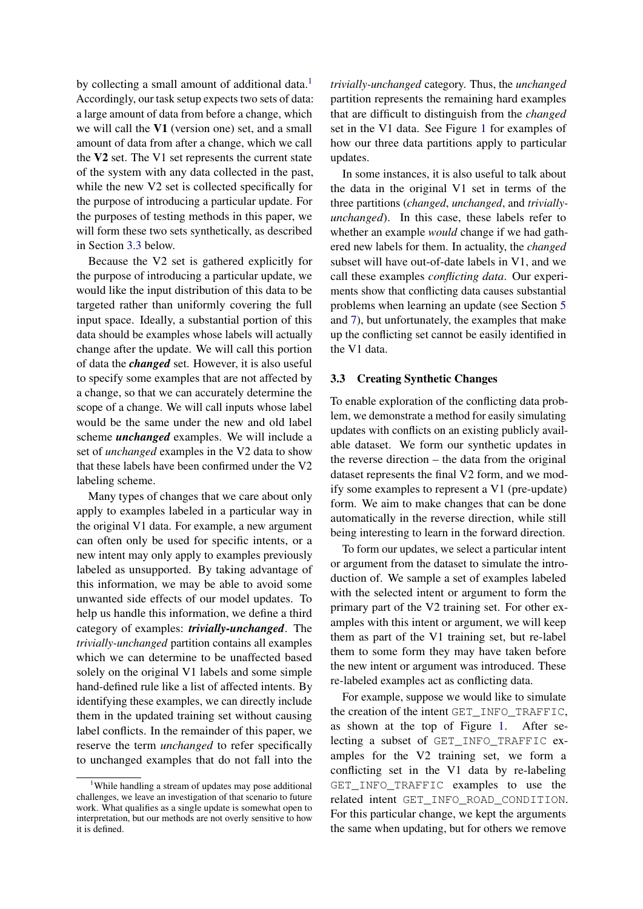by collecting a small amount of additional data.[1] Accordingly, our task setup expects two sets of data: a large amount of data from before a change, which we will call the **V1** (version one) set, and a small amount of data from after a change, which we call the **V2** set. The V1 set represents the current state of the system with any data collected in the past, while the new V2 set is collected specifically for the purpose of introducing a particular update. For the purposes of testing methods in this paper, we will form these two sets synthetically, as described in Section 3.3 below.

Because the V2 set is gathered explicitly for the purpose of introducing a particular update, we would like the input distribution of this data to be targeted rather than uniformly covering the full input space. Ideally, a substantial portion of this data should be examples whose labels will actually change after the update. We will call this portion of data the ***changed*** set. However, it is also useful to specify some examples that are not affected by a change, so that we can accurately determine the scope of a change. We will call inputs whose label would be the same under the new and old label scheme ***unchanged*** examples. We will include a set of *unchanged* examples in the V2 data to show that these labels have been confirmed under the V2 labeling scheme.

Many types of changes that we care about only apply to examples labeled in a particular way in the original V1 data. For example, a new argument can often only be used for specific intents, or a new intent may only apply to examples previously labeled as unsupported. By taking advantage of this information, we may be able to avoid some unwanted side effects of our model updates. To help us handle this information, we define a third category of examples: ***trivially-unchanged***. The *trivially-unchanged* partition contains all examples which we can determine to be unaffected based solely on the original V1 labels and some simple hand-defined rule like a list of affected intents. By identifying these examples, we can directly include them in the updated training set without causing label conflicts. In the remainder of this paper, we reserve the term *unchanged* to refer specifically to unchanged examples that do not fall into the *trivially-unchanged* category. Thus, the *unchanged* partition represents the remaining hard examples that are difficult to distinguish from the *changed* set in the V1 data. See Figure 1 for examples of how our three data partitions apply to particular updates.

In some instances, it is also useful to talk about the data in the original V1 set in terms of the three partitions (*changed*, *unchanged*, and *trivially-unchanged*). In this case, these labels refer to whether an example *would* change if we had gathered new labels for them. In actuality, the *changed* subset will have out-of-date labels in V1, and we call these examples *conflicting data*. Our experiments show that conflicting data causes substantial problems when learning an update (see Section 5 and 7), but unfortunately, the examples that make up the conflicting set cannot be easily identified in the V1 data.

### 3.3 Creating Synthetic Changes

To enable exploration of the conflicting data problem, we demonstrate a method for easily simulating updates with conflicts on an existing publicly available dataset. We form our synthetic updates in the reverse direction – the data from the original dataset represents the final V2 form, and we modify some examples to represent a V1 (pre-update) form. We aim to make changes that can be done automatically in the reverse direction, while still being interesting to learn in the forward direction.

To form our updates, we select a particular intent or argument from the dataset to simulate the introduction of. We sample a set of examples labeled with the selected intent or argument to form the primary part of the V2 training set. For other examples with this intent or argument, we will keep them as part of the V1 training set, but re-label them to some form they may have taken before the new intent or argument was introduced. These re-labeled examples act as conflicting data.

For example, suppose we would like to simulate the creation of the intent `GET_INFO_TRAFFIC`, as shown at the top of Figure 1. After selecting a subset of `GET_INFO_TRAFFIC` examples for the V2 training set, we form a conflicting set in the V1 data by re-labeling `GET_INFO_TRAFFIC` examples to use the related intent `GET_INFO_ROAD_CONDITION`. For this particular change, we kept the arguments the same when updating, but for others we remove

[1] While handling a stream of updates may pose additional challenges, we leave an investigation of that scenario to future work. What qualifies as a single update is somewhat open to interpretation, but our methods are not overly sensitive to how it is defined.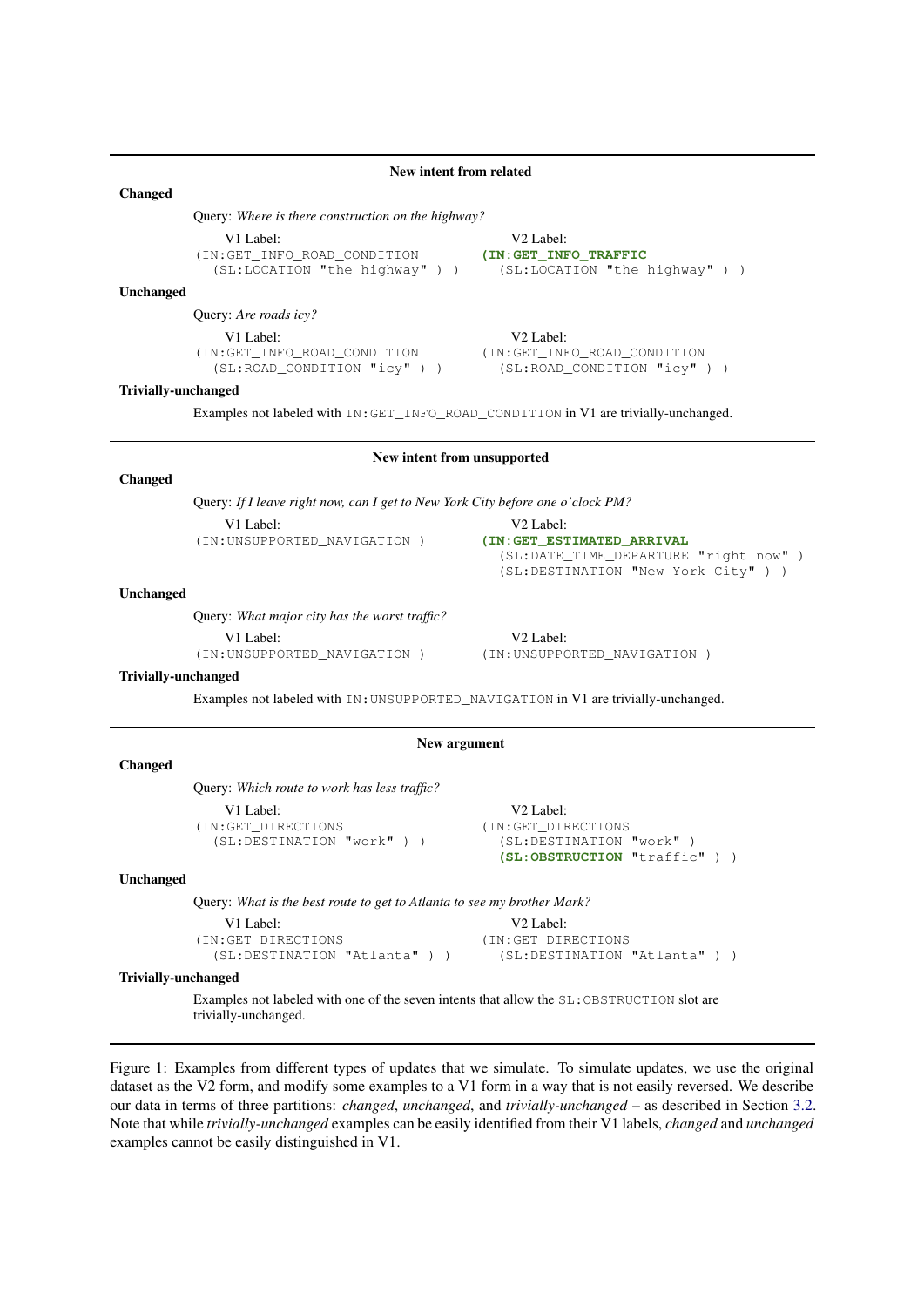**New intent from related**

**Changed**

Query: *Where is there construction on the highway?*

V1 Label:
```
(IN:GET_INFO_ROAD_CONDITION
  (SL:LOCATION "the highway" ) )
```

V2 Label:
```
(IN:GET_INFO_TRAFFIC
  (SL:LOCATION "the highway" ) )
```

**Unchanged**

Query: *Are roads icy?*

V1 Label:
```
(IN:GET_INFO_ROAD_CONDITION
  (SL:ROAD_CONDITION "icy" ) )
```

V2 Label:
```
(IN:GET_INFO_ROAD_CONDITION
  (SL:ROAD_CONDITION "icy" ) )
```

**Trivially-unchanged**

Examples not labeled with IN:GET_INFO_ROAD_CONDITION in V1 are trivially-unchanged.

---

**New intent from unsupported**

**Changed**

Query: *If I leave right now, can I get to New York City before one o'clock PM?*

V1 Label:
```
(IN:UNSUPPORTED_NAVIGATION )
```

V2 Label:
```
(IN:GET_ESTIMATED_ARRIVAL
  (SL:DATE_TIME_DEPARTURE "right now" )
  (SL:DESTINATION "New York City" ) )
```

**Unchanged**

Query: *What major city has the worst traffic?*

V1 Label:
```
(IN:UNSUPPORTED_NAVIGATION )
```

V2 Label:
```
(IN:UNSUPPORTED_NAVIGATION )
```

**Trivially-unchanged**

Examples not labeled with IN:UNSUPPORTED_NAVIGATION in V1 are trivially-unchanged.

---

**New argument**

**Changed**

Query: *Which route to work has less traffic?*

V1 Label:
```
(IN:GET_DIRECTIONS
  (SL:DESTINATION "work" ) )
```

V2 Label:
```
(IN:GET_DIRECTIONS
  (SL:DESTINATION "work" )
  (SL:OBSTRUCTION "traffic" ) )
```

**Unchanged**

Query: *What is the best route to get to Atlanta to see my brother Mark?*

V1 Label:
```
(IN:GET_DIRECTIONS
  (SL:DESTINATION "Atlanta" ) )
```

V2 Label:
```
(IN:GET_DIRECTIONS
  (SL:DESTINATION "Atlanta" ) )
```

**Trivially-unchanged**

Examples not labeled with one of the seven intents that allow the SL:OBSTRUCTION slot are trivially-unchanged.

---

Figure 1: Examples from different types of updates that we simulate. To simulate updates, we use the original dataset as the V2 form, and modify some examples to a V1 form in a way that is not easily reversed. We describe our data in terms of three partitions: *changed*, *unchanged*, and *trivially-unchanged* – as described in Section 3.2. Note that while *trivially-unchanged* examples can be easily identified from their V1 labels, *changed* and *unchanged* examples cannot be easily distinguished in V1.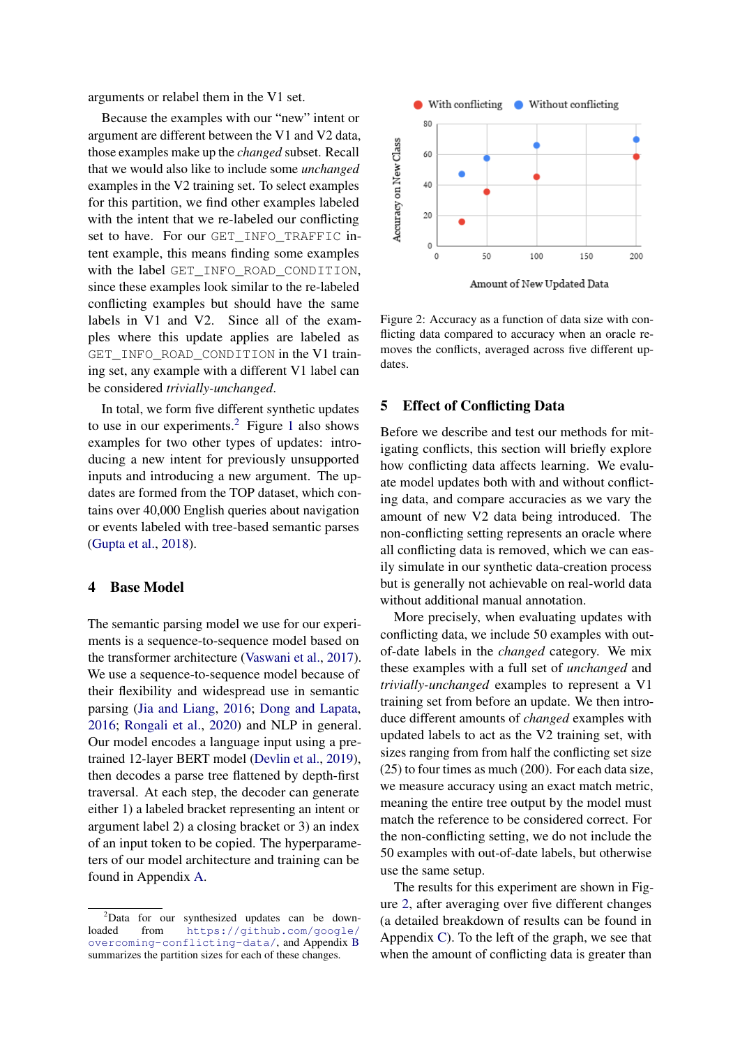arguments or relabel them in the V1 set.

Because the examples with our "new" intent or argument are different between the V1 and V2 data, those examples make up the *changed* subset. Recall that we would also like to include some *unchanged* examples in the V2 training set. To select examples for this partition, we find other examples labeled with the intent that we re-labeled our conflicting set to have. For our GET_INFO_TRAFFIC intent example, this means finding some examples with the label GET_INFO_ROAD_CONDITION, since these examples look similar to the re-labeled conflicting examples but should have the same labels in V1 and V2. Since all of the examples where this update applies are labeled as GET_INFO_ROAD_CONDITION in the V1 training set, any example with a different V1 label can be considered *trivially-unchanged*.

In total, we form five different synthetic updates to use in our experiments.[2] Figure 1 also shows examples for two other types of updates: introducing a new intent for previously unsupported inputs and introducing a new argument. The updates are formed from the TOP dataset, which contains over 40,000 English queries about navigation or events labeled with tree-based semantic parses (Gupta et al., 2018).

## 4 Base Model

The semantic parsing model we use for our experiments is a sequence-to-sequence model based on the transformer architecture (Vaswani et al., 2017). We use a sequence-to-sequence model because of their flexibility and widespread use in semantic parsing (Jia and Liang, 2016; Dong and Lapata, 2016; Rongali et al., 2020) and NLP in general. Our model encodes a language input using a pretrained 12-layer BERT model (Devlin et al., 2019), then decodes a parse tree flattened by depth-first traversal. At each step, the decoder can generate either 1) a labeled bracket representing an intent or argument label 2) a closing bracket or 3) an index of an input token to be copied. The hyperparameters of our model architecture and training can be found in Appendix A.

[2]Data for our synthesized updates can be downloaded from https://github.com/google/overcoming-conflicting-data/, and Appendix B summarizes the partition sizes for each of these changes.

Figure 2: Accuracy as a function of data size with conflicting data compared to accuracy when an oracle removes the conflicts, averaged across five different updates.

## 5 Effect of Conflicting Data

Before we describe and test our methods for mitigating conflicts, this section will briefly explore how conflicting data affects learning. We evaluate model updates both with and without conflicting data, and compare accuracies as we vary the amount of new V2 data being introduced. The non-conflicting setting represents an oracle where all conflicting data is removed, which we can easily simulate in our synthetic data-creation process but is generally not achievable on real-world data without additional manual annotation.

More precisely, when evaluating updates with conflicting data, we include 50 examples with out-of-date labels in the *changed* category. We mix these examples with a full set of *unchanged* and *trivially-unchanged* examples to represent a V1 training set from before an update. We then introduce different amounts of *changed* examples with updated labels to act as the V2 training set, with sizes ranging from from half the conflicting set size (25) to four times as much (200). For each data size, we measure accuracy using an exact match metric, meaning the entire tree output by the model must match the reference to be considered correct. For the non-conflicting setting, we do not include the 50 examples with out-of-date labels, but otherwise use the same setup.

The results for this experiment are shown in Figure 2, after averaging over five different changes (a detailed breakdown of results can be found in Appendix C). To the left of the graph, we see that when the amount of conflicting data is greater than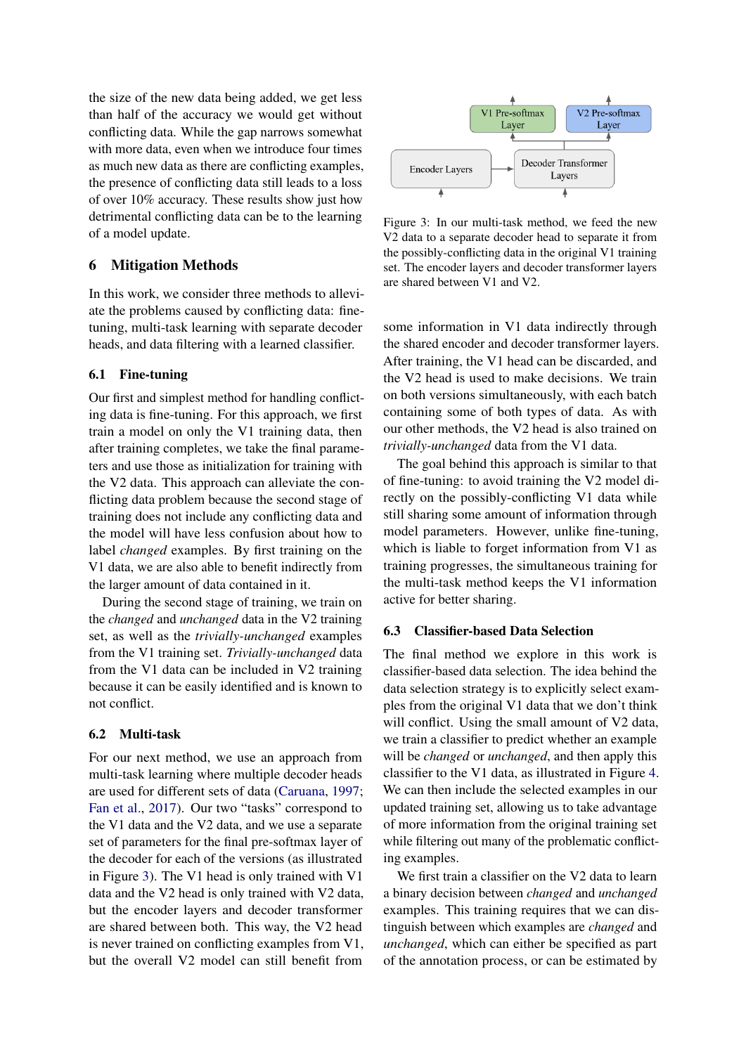the size of the new data being added, we get less than half of the accuracy we would get without conflicting data. While the gap narrows somewhat with more data, even when we introduce four times as much new data as there are conflicting examples, the presence of conflicting data still leads to a loss of over 10% accuracy. These results show just how detrimental conflicting data can be to the learning of a model update.

## 6 Mitigation Methods

In this work, we consider three methods to alleviate the problems caused by conflicting data: fine-tuning, multi-task learning with separate decoder heads, and data filtering with a learned classifier.

### 6.1 Fine-tuning

Our first and simplest method for handling conflicting data is fine-tuning. For this approach, we first train a model on only the V1 training data, then after training completes, we take the final parameters and use those as initialization for training with the V2 data. This approach can alleviate the conflicting data problem because the second stage of training does not include any conflicting data and the model will have less confusion about how to label *changed* examples. By first training on the V1 data, we are also able to benefit indirectly from the larger amount of data contained in it.

During the second stage of training, we train on the *changed* and *unchanged* data in the V2 training set, as well as the *trivially-unchanged* examples from the V1 training set. *Trivially-unchanged* data from the V1 data can be included in V2 training because it can be easily identified and is known to not conflict.

### 6.2 Multi-task

For our next method, we use an approach from multi-task learning where multiple decoder heads are used for different sets of data (Caruana, 1997; Fan et al., 2017). Our two "tasks" correspond to the V1 data and the V2 data, and we use a separate set of parameters for the final pre-softmax layer of the decoder for each of the versions (as illustrated in Figure 3). The V1 head is only trained with V1 data and the V2 head is only trained with V2 data, but the encoder layers and decoder transformer are shared between both. This way, the V2 head is never trained on conflicting examples from V1, but the overall V2 model can still benefit from some information in V1 data indirectly through the shared encoder and decoder transformer layers. After training, the V1 head can be discarded, and the V2 head is used to make decisions. We train on both versions simultaneously, with each batch containing some of both types of data. As with our other methods, the V2 head is also trained on *trivially-unchanged* data from the V1 data.

Figure 3: In our multi-task method, we feed the new V2 data to a separate decoder head to separate it from the possibly-conflicting data in the original V1 training set. The encoder layers and decoder transformer layers are shared between V1 and V2.

The goal behind this approach is similar to that of fine-tuning: to avoid training the V2 model directly on the possibly-conflicting V1 data while still sharing some amount of information through model parameters. However, unlike fine-tuning, which is liable to forget information from V1 as training progresses, the simultaneous training for the multi-task method keeps the V1 information active for better sharing.

### 6.3 Classifier-based Data Selection

The final method we explore in this work is classifier-based data selection. The idea behind the data selection strategy is to explicitly select examples from the original V1 data that we don't think will conflict. Using the small amount of V2 data, we train a classifier to predict whether an example will be *changed* or *unchanged*, and then apply this classifier to the V1 data, as illustrated in Figure 4. We can then include the selected examples in our updated training set, allowing us to take advantage of more information from the original training set while filtering out many of the problematic conflicting examples.

We first train a classifier on the V2 data to learn a binary decision between *changed* and *unchanged* examples. This training requires that we can distinguish between which examples are *changed* and *unchanged*, which can either be specified as part of the annotation process, or can be estimated by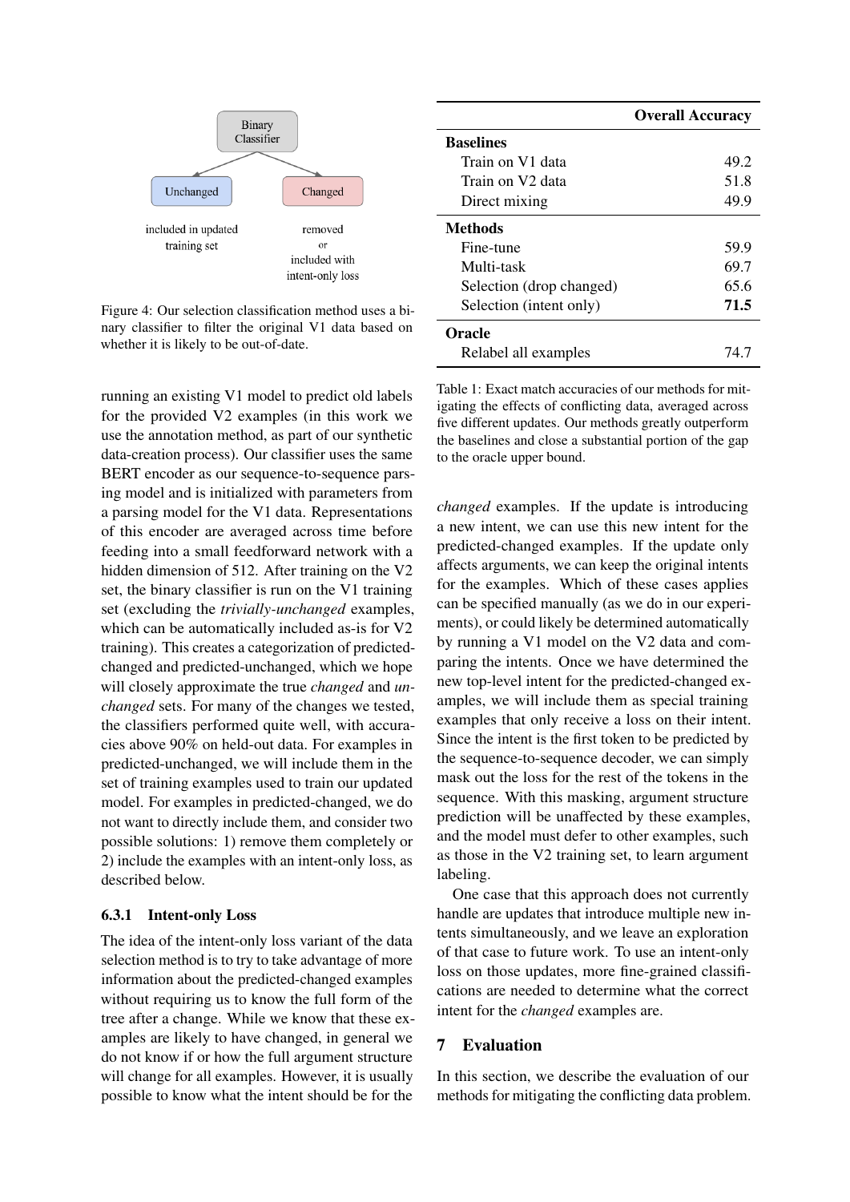Binary Classifier

Unchanged — included in updated training set

Changed — removed or included with intent-only loss

Figure 4: Our selection classification method uses a binary classifier to filter the original V1 data based on whether it is likely to be out-of-date.

running an existing V1 model to predict old labels for the provided V2 examples (in this work we use the annotation method, as part of our synthetic data-creation process). Our classifier uses the same BERT encoder as our sequence-to-sequence parsing model and is initialized with parameters from a parsing model for the V1 data. Representations of this encoder are averaged across time before feeding into a small feedforward network with a hidden dimension of 512. After training on the V2 set, the binary classifier is run on the V1 training set (excluding the *trivially-unchanged* examples, which can be automatically included as-is for V2 training). This creates a categorization of predicted-changed and predicted-unchanged, which we hope will closely approximate the true *changed* and *unchanged* sets. For many of the changes we tested, the classifiers performed quite well, with accuracies above 90% on held-out data. For examples in predicted-unchanged, we will include them in the set of training examples used to train our updated model. For examples in predicted-changed, we do not want to directly include them, and consider two possible solutions: 1) remove them completely or 2) include the examples with an intent-only loss, as described below.

#### 6.3.1 Intent-only Loss

The idea of the intent-only loss variant of the data selection method is to try to take advantage of more information about the predicted-changed examples without requiring us to know the full form of the tree after a change. While we know that these examples are likely to have changed, in general we do not know if or how the full argument structure will change for all examples. However, it is usually possible to know what the intent should be for the *changed* examples. If the update is introducing a new intent, we can use this new intent for the predicted-changed examples. If the update only affects arguments, we can keep the original intents for the examples. Which of these cases applies can be specified manually (as we do in our experiments), or could likely be determined automatically by running a V1 model on the V2 data and comparing the intents. Once we have determined the new top-level intent for the predicted-changed examples, we will include them as special training examples that only receive a loss on their intent. Since the intent is the first token to be predicted by the sequence-to-sequence decoder, we can simply mask out the loss for the rest of the tokens in the sequence. With this masking, argument structure prediction will be unaffected by these examples, and the model must defer to other examples, such as those in the V2 training set, to learn argument labeling.

One case that this approach does not currently handle are updates that introduce multiple new intents simultaneously, and we leave an exploration of that case to future work. To use an intent-only loss on those updates, more fine-grained classifications are needed to determine what the correct intent for the *changed* examples are.

| | Overall Accuracy |
|---|---|
| **Baselines** | |
| Train on V1 data | 49.2 |
| Train on V2 data | 51.8 |
| Direct mixing | 49.9 |
| **Methods** | |
| Fine-tune | 59.9 |
| Multi-task | 69.7 |
| Selection (drop changed) | 65.6 |
| Selection (intent only) | **71.5** |
| **Oracle** | |
| Relabel all examples | 74.7 |

Table 1: Exact match accuracies of our methods for mitigating the effects of conflicting data, averaged across five different updates. Our methods greatly outperform the baselines and close a substantial portion of the gap to the oracle upper bound.

## 7 Evaluation

In this section, we describe the evaluation of our methods for mitigating the conflicting data problem.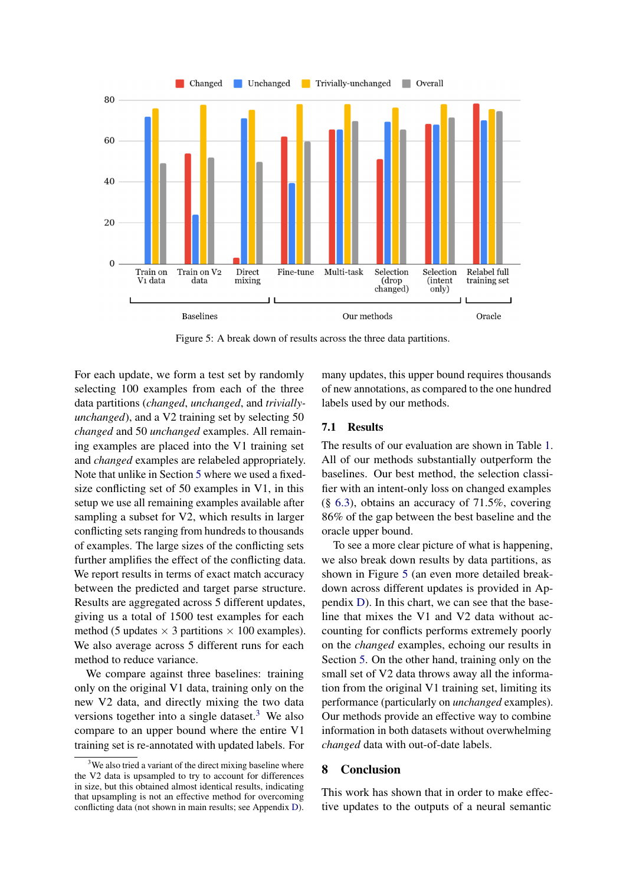Figure 5: A break down of results across the three data partitions.

For each update, we form a test set by randomly selecting 100 examples from each of the three data partitions (*changed*, *unchanged*, and *trivially-unchanged*), and a V2 training set by selecting 50 *changed* and 50 *unchanged* examples. All remaining examples are placed into the V1 training set and *changed* examples are relabeled appropriately. Note that unlike in Section 5 where we used a fixed-size conflicting set of 50 examples in V1, in this setup we use all remaining examples available after sampling a subset for V2, which results in larger conflicting sets ranging from hundreds to thousands of examples. The large sizes of the conflicting sets further amplifies the effect of the conflicting data. We report results in terms of exact match accuracy between the predicted and target parse structure. Results are aggregated across 5 different updates, giving us a total of 1500 test examples for each method (5 updates $\times$ 3 partitions $\times$ 100 examples). We also average across 5 different runs for each method to reduce variance.

We compare against three baselines: training only on the original V1 data, training only on the new V2 data, and directly mixing the two data versions together into a single dataset.[3] We also compare to an upper bound where the entire V1 training set is re-annotated with updated labels. For many updates, this upper bound requires thousands of new annotations, as compared to the one hundred labels used by our methods.

[3] We also tried a variant of the direct mixing baseline where the V2 data is upsampled to try to account for differences in size, but this obtained almost identical results, indicating that upsampling is not an effective method for overcoming conflicting data (not shown in main results; see Appendix D).

## 7.1 Results

The results of our evaluation are shown in Table 1. All of our methods substantially outperform the baselines. Our best method, the selection classifier with an intent-only loss on changed examples (§ 6.3), obtains an accuracy of 71.5%, covering 86% of the gap between the best baseline and the oracle upper bound.

To see a more clear picture of what is happening, we also break down results by data partitions, as shown in Figure 5 (an even more detailed break-down across different updates is provided in Appendix D). In this chart, we can see that the baseline that mixes the V1 and V2 data without accounting for conflicts performs extremely poorly on the *changed* examples, echoing our results in Section 5. On the other hand, training only on the small set of V2 data throws away all the information from the original V1 training set, limiting its performance (particularly on *unchanged* examples). Our methods provide an effective way to combine information in both datasets without overwhelming *changed* data with out-of-date labels.

# 8 Conclusion

This work has shown that in order to make effective updates to the outputs of a neural semantic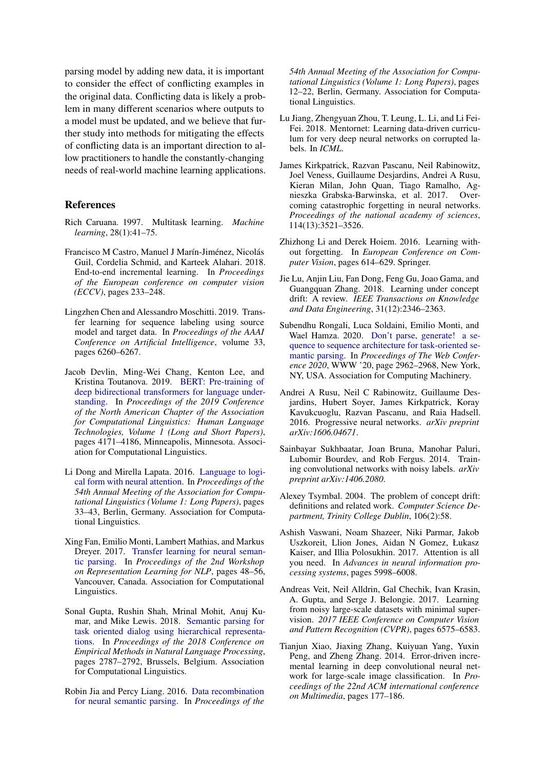parsing model by adding new data, it is important to consider the effect of conflicting examples in the original data. Conflicting data is likely a problem in many different scenarios where outputs to a model must be updated, and we believe that further study into methods for mitigating the effects of conflicting data is an important direction to allow practitioners to handle the constantly-changing needs of real-world machine learning applications.

## References

Rich Caruana. 1997. Multitask learning. *Machine learning*, 28(1):41–75.

Francisco M Castro, Manuel J Marín-Jiménez, Nicolás Guil, Cordelia Schmid, and Karteek Alahari. 2018. End-to-end incremental learning. In *Proceedings of the European conference on computer vision (ECCV)*, pages 233–248.

Lingzhen Chen and Alessandro Moschitti. 2019. Transfer learning for sequence labeling using source model and target data. In *Proceedings of the AAAI Conference on Artificial Intelligence*, volume 33, pages 6260–6267.

Jacob Devlin, Ming-Wei Chang, Kenton Lee, and Kristina Toutanova. 2019. BERT: Pre-training of deep bidirectional transformers for language understanding. In *Proceedings of the 2019 Conference of the North American Chapter of the Association for Computational Linguistics: Human Language Technologies, Volume 1 (Long and Short Papers)*, pages 4171–4186, Minneapolis, Minnesota. Association for Computational Linguistics.

Li Dong and Mirella Lapata. 2016. Language to logical form with neural attention. In *Proceedings of the 54th Annual Meeting of the Association for Computational Linguistics (Volume 1: Long Papers)*, pages 33–43, Berlin, Germany. Association for Computational Linguistics.

Xing Fan, Emilio Monti, Lambert Mathias, and Markus Dreyer. 2017. Transfer learning for neural semantic parsing. In *Proceedings of the 2nd Workshop on Representation Learning for NLP*, pages 48–56, Vancouver, Canada. Association for Computational Linguistics.

Sonal Gupta, Rushin Shah, Mrinal Mohit, Anuj Kumar, and Mike Lewis. 2018. Semantic parsing for task oriented dialog using hierarchical representations. In *Proceedings of the 2018 Conference on Empirical Methods in Natural Language Processing*, pages 2787–2792, Brussels, Belgium. Association for Computational Linguistics.

Robin Jia and Percy Liang. 2016. Data recombination for neural semantic parsing. In *Proceedings of the 54th Annual Meeting of the Association for Computational Linguistics (Volume 1: Long Papers)*, pages 12–22, Berlin, Germany. Association for Computational Linguistics.

Lu Jiang, Zhengyuan Zhou, T. Leung, L. Li, and Li Fei-Fei. 2018. Mentornet: Learning data-driven curriculum for very deep neural networks on corrupted labels. In *ICML*.

James Kirkpatrick, Razvan Pascanu, Neil Rabinowitz, Joel Veness, Guillaume Desjardins, Andrei A Rusu, Kieran Milan, John Quan, Tiago Ramalho, Agnieszka Grabska-Barwinska, et al. 2017. Overcoming catastrophic forgetting in neural networks. *Proceedings of the national academy of sciences*, 114(13):3521–3526.

Zhizhong Li and Derek Hoiem. 2016. Learning without forgetting. In *European Conference on Computer Vision*, pages 614–629. Springer.

Jie Lu, Anjin Liu, Fan Dong, Feng Gu, Joao Gama, and Guangquan Zhang. 2018. Learning under concept drift: A review. *IEEE Transactions on Knowledge and Data Engineering*, 31(12):2346–2363.

Subendhu Rongali, Luca Soldaini, Emilio Monti, and Wael Hamza. 2020. Don't parse, generate! a sequence to sequence architecture for task-oriented semantic parsing. In *Proceedings of The Web Conference 2020*, WWW '20, page 2962–2968, New York, NY, USA. Association for Computing Machinery.

Andrei A Rusu, Neil C Rabinowitz, Guillaume Desjardins, Hubert Soyer, James Kirkpatrick, Koray Kavukcuoglu, Razvan Pascanu, and Raia Hadsell. 2016. Progressive neural networks. *arXiv preprint arXiv:1606.04671*.

Sainbayar Sukhbaatar, Joan Bruna, Manohar Paluri, Lubomir Bourdev, and Rob Fergus. 2014. Training convolutional networks with noisy labels. *arXiv preprint arXiv:1406.2080*.

Alexey Tsymbal. 2004. The problem of concept drift: definitions and related work. *Computer Science Department, Trinity College Dublin*, 106(2):58.

Ashish Vaswani, Noam Shazeer, Niki Parmar, Jakob Uszkoreit, Llion Jones, Aidan N Gomez, Łukasz Kaiser, and Illia Polosukhin. 2017. Attention is all you need. In *Advances in neural information processing systems*, pages 5998–6008.

Andreas Veit, Neil Alldrin, Gal Chechik, Ivan Krasin, A. Gupta, and Serge J. Belongie. 2017. Learning from noisy large-scale datasets with minimal supervision. *2017 IEEE Conference on Computer Vision and Pattern Recognition (CVPR)*, pages 6575–6583.

Tianjun Xiao, Jiaxing Zhang, Kuiyuan Yang, Yuxin Peng, and Zheng Zhang. 2014. Error-driven incremental learning in deep convolutional neural network for large-scale image classification. In *Proceedings of the 22nd ACM international conference on Multimedia*, pages 177–186.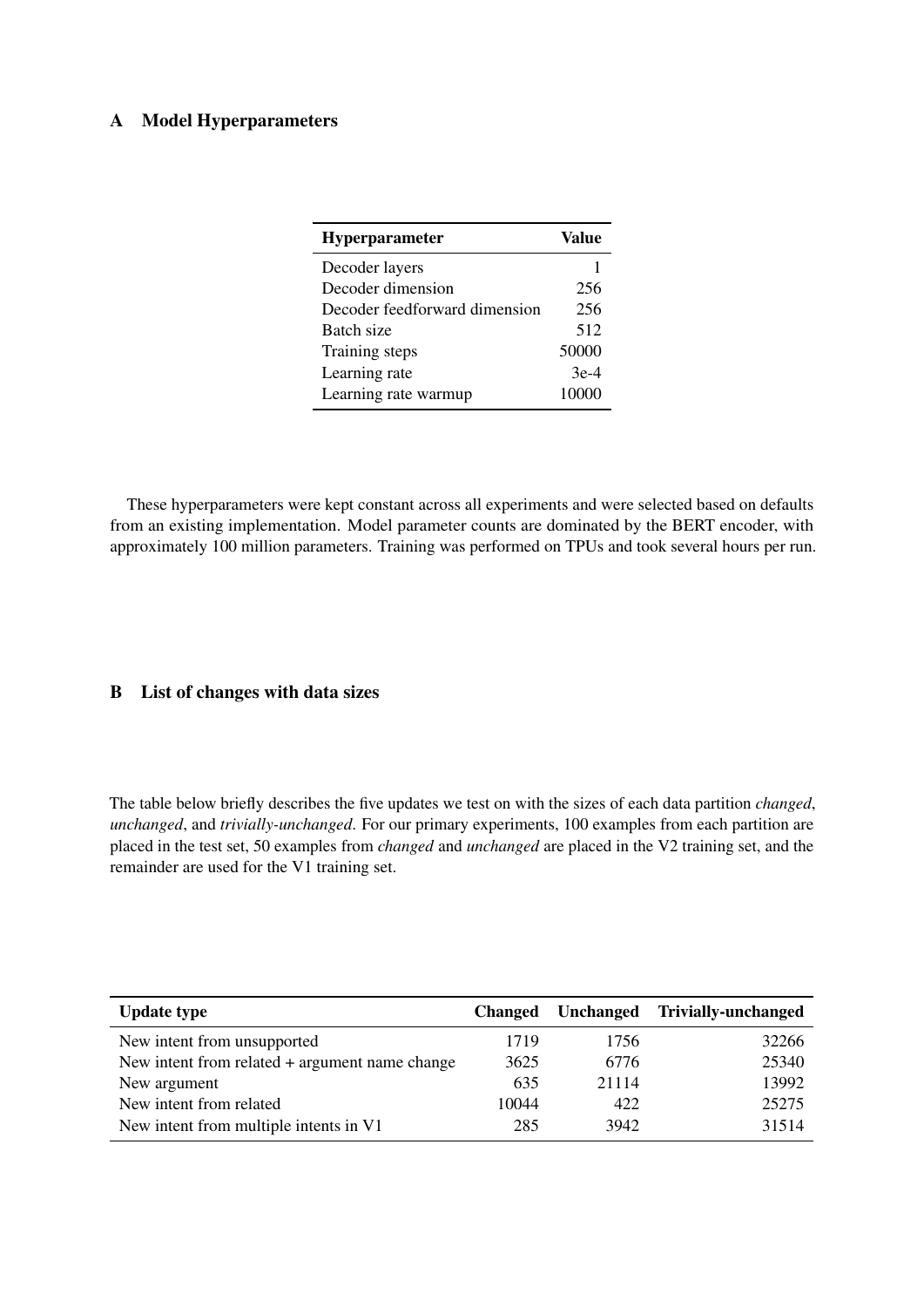## A Model Hyperparameters

| Hyperparameter | Value |
|---|---|
| Decoder layers | 1 |
| Decoder dimension | 256 |
| Decoder feedforward dimension | 256 |
| Batch size | 512 |
| Training steps | 50000 |
| Learning rate | 3e-4 |
| Learning rate warmup | 10000 |

These hyperparameters were kept constant across all experiments and were selected based on defaults from an existing implementation. Model parameter counts are dominated by the BERT encoder, with approximately 100 million parameters. Training was performed on TPUs and took several hours per run.

## B List of changes with data sizes

The table below briefly describes the five updates we test on with the sizes of each data partition *changed*, *unchanged*, and *trivially-unchanged*. For our primary experiments, 100 examples from each partition are placed in the test set, 50 examples from *changed* and *unchanged* are placed in the V2 training set, and the remainder are used for the V1 training set.

| Update type | Changed | Unchanged | Trivially-unchanged |
|---|---|---|---|
| New intent from unsupported | 1719 | 1756 | 32266 |
| New intent from related + argument name change | 3625 | 6776 | 25340 |
| New argument | 635 | 21114 | 13992 |
| New intent from related | 10044 | 422 | 25275 |
| New intent from multiple intents in V1 | 285 | 3942 | 31514 |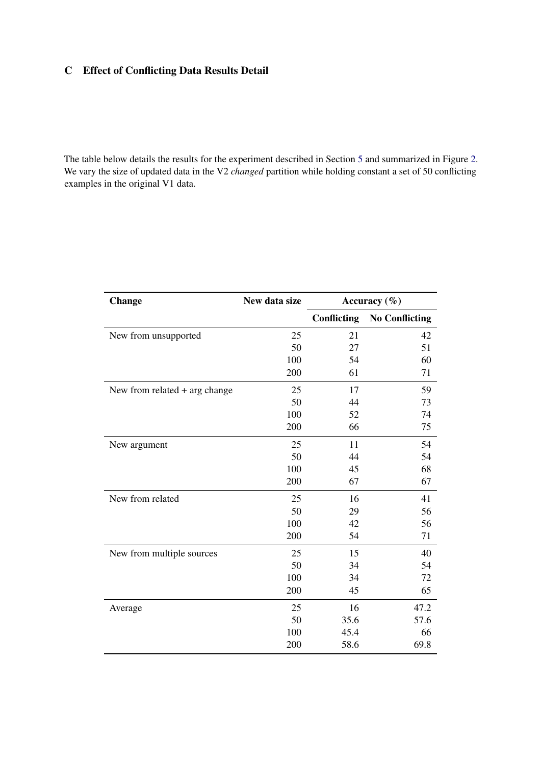## C Effect of Conflicting Data Results Detail

The table below details the results for the experiment described in Section 5 and summarized in Figure 2. We vary the size of updated data in the V2 *changed* partition while holding constant a set of 50 conflicting examples in the original V1 data.

| Change | New data size | Accuracy (%) | |
|---|---|---|---|
| | | **Conflicting** | **No Conflicting** |
| New from unsupported | 25 | 21 | 42 |
| | 50 | 27 | 51 |
| | 100 | 54 | 60 |
| | 200 | 61 | 71 |
| New from related + arg change | 25 | 17 | 59 |
| | 50 | 44 | 73 |
| | 100 | 52 | 74 |
| | 200 | 66 | 75 |
| New argument | 25 | 11 | 54 |
| | 50 | 44 | 54 |
| | 100 | 45 | 68 |
| | 200 | 67 | 67 |
| New from related | 25 | 16 | 41 |
| | 50 | 29 | 56 |
| | 100 | 42 | 56 |
| | 200 | 54 | 71 |
| New from multiple sources | 25 | 15 | 40 |
| | 50 | 34 | 54 |
| | 100 | 34 | 72 |
| | 200 | 45 | 65 |
| Average | 25 | 16 | 47.2 |
| | 50 | 35.6 | 57.6 |
| | 100 | 45.4 | 66 |
| | 200 | 58.6 | 69.8 |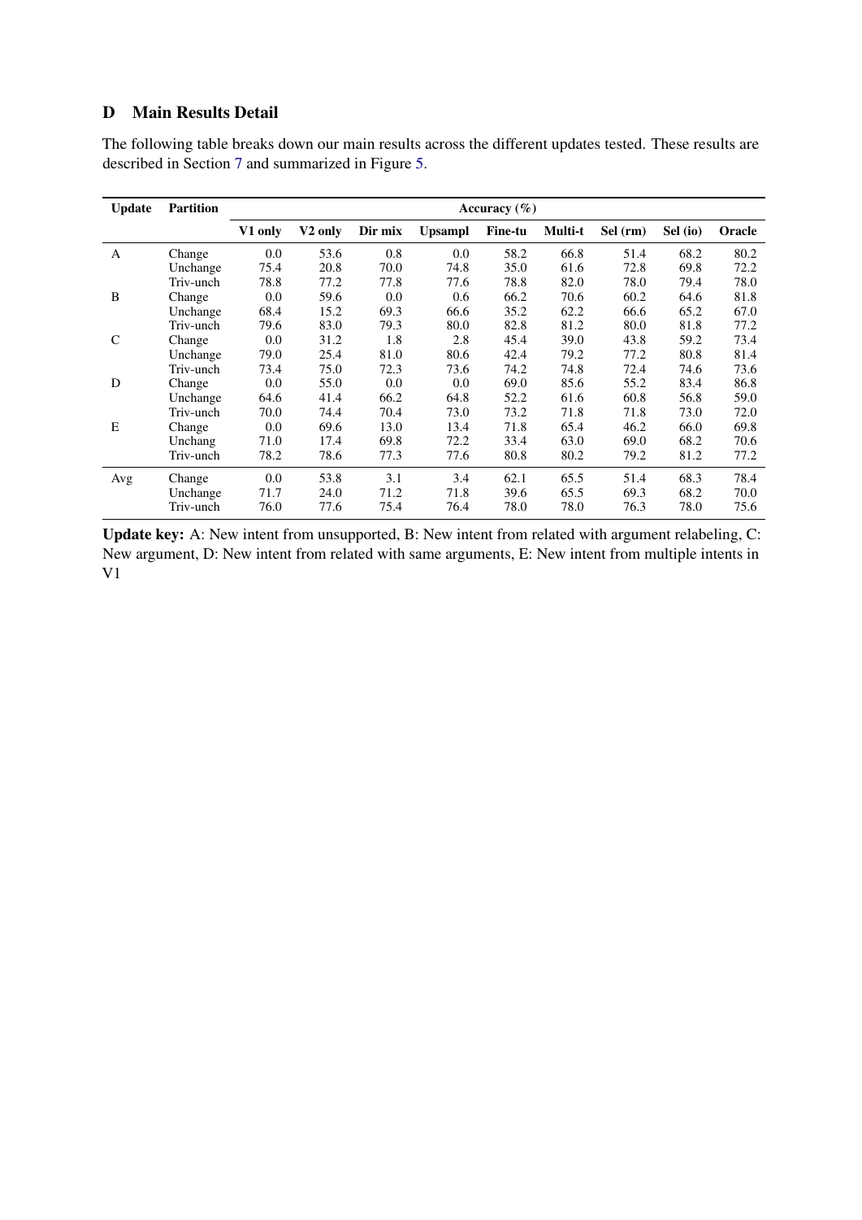## D Main Results Detail

The following table breaks down our main results across the different updates tested. These results are described in Section 7 and summarized in Figure 5.

| Update | Partition | Accuracy (%) | | | | | | | | |
|---|---|---|---|---|---|---|---|---|---|---|
| | | V1 only | V2 only | Dir mix | Upsampl | Fine-tu | Multi-t | Sel (rm) | Sel (io) | Oracle |
| A | Change | 0.0 | 53.6 | 0.8 | 0.0 | 58.2 | 66.8 | 51.4 | 68.2 | 80.2 |
| | Unchange | 75.4 | 20.8 | 70.0 | 74.8 | 35.0 | 61.6 | 72.8 | 69.8 | 72.2 |
| | Triv-unch | 78.8 | 77.2 | 77.8 | 77.6 | 78.8 | 82.0 | 78.0 | 79.4 | 78.0 |
| B | Change | 0.0 | 59.6 | 0.0 | 0.6 | 66.2 | 70.6 | 60.2 | 64.6 | 81.8 |
| | Unchange | 68.4 | 15.2 | 69.3 | 66.6 | 35.2 | 62.2 | 66.6 | 65.2 | 67.0 |
| | Triv-unch | 79.6 | 83.0 | 79.3 | 80.0 | 82.8 | 81.2 | 80.0 | 81.8 | 77.2 |
| C | Change | 0.0 | 31.2 | 1.8 | 2.8 | 45.4 | 39.0 | 43.8 | 59.2 | 73.4 |
| | Unchange | 79.0 | 25.4 | 81.0 | 80.6 | 42.4 | 79.2 | 77.2 | 80.8 | 81.4 |
| | Triv-unch | 73.4 | 75.0 | 72.3 | 73.6 | 74.2 | 74.8 | 72.4 | 74.6 | 73.6 |
| D | Change | 0.0 | 55.0 | 0.0 | 0.0 | 69.0 | 85.6 | 55.2 | 83.4 | 86.8 |
| | Unchange | 64.6 | 41.4 | 66.2 | 64.8 | 52.2 | 61.6 | 60.8 | 56.8 | 59.0 |
| | Triv-unch | 70.0 | 74.4 | 70.4 | 73.0 | 73.2 | 71.8 | 71.8 | 73.0 | 72.0 |
| E | Change | 0.0 | 69.6 | 13.0 | 13.4 | 71.8 | 65.4 | 46.2 | 66.0 | 69.8 |
| | Unchang | 71.0 | 17.4 | 69.8 | 72.2 | 33.4 | 63.0 | 69.0 | 68.2 | 70.6 |
| | Triv-unch | 78.2 | 78.6 | 77.3 | 77.6 | 80.8 | 80.2 | 79.2 | 81.2 | 77.2 |
| Avg | Change | 0.0 | 53.8 | 3.1 | 3.4 | 62.1 | 65.5 | 51.4 | 68.3 | 78.4 |
| | Unchange | 71.7 | 24.0 | 71.2 | 71.8 | 39.6 | 65.5 | 69.3 | 68.2 | 70.0 |
| | Triv-unch | 76.0 | 77.6 | 75.4 | 76.4 | 78.0 | 78.0 | 76.3 | 78.0 | 75.6 |

**Update key:** A: New intent from unsupported, B: New intent from related with argument relabeling, C: New argument, D: New intent from related with same arguments, E: New intent from multiple intents in V1